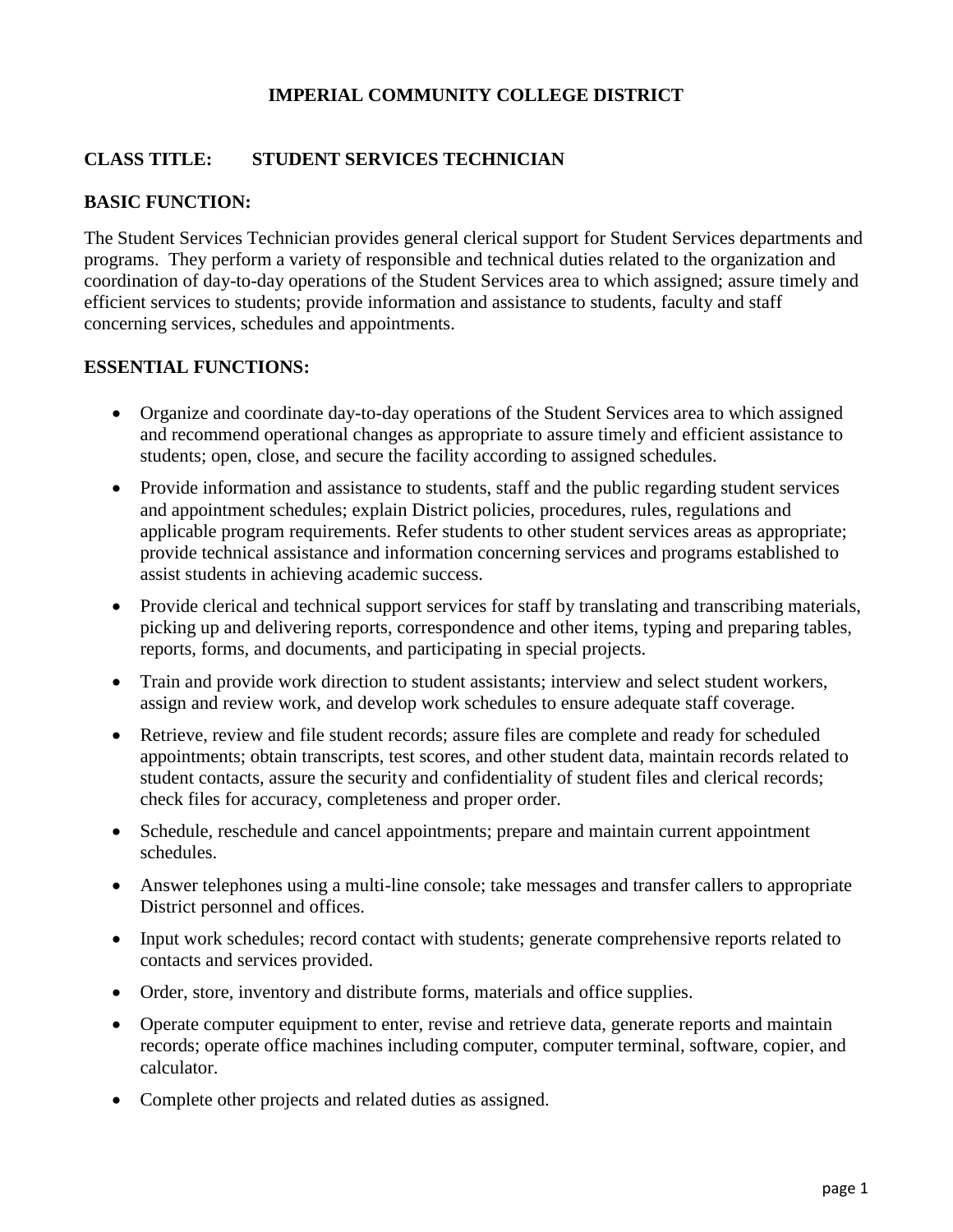# IMPERIAL COMMUNITY COLLEGE DISTRICT

**CLASS TITLE: STUDENT SERVICES TECHNICIAN**

## BASIC FUNCTION:

The Student Services Technician provides general clerical support for Student Services departments and programs. They perform a variety of responsible and technical duties related to the organization and coordination of day-to-day operations of the Student Services area to which assigned; assure timely and efficient services to students; provide information and assistance to students, faculty and staff concerning services, schedules and appointments.

## ESSENTIAL FUNCTIONS:

- Organize and coordinate day-to-day operations of the Student Services area to which assigned and recommend operational changes as appropriate to assure timely and efficient assistance to students; open, close, and secure the facility according to assigned schedules.
- Provide information and assistance to students, staff and the public regarding student services and appointment schedules; explain District policies, procedures, rules, regulations and applicable program requirements. Refer students to other student services areas as appropriate; provide technical assistance and information concerning services and programs established to assist students in achieving academic success.
- Provide clerical and technical support services for staff by translating and transcribing materials, picking up and delivering reports, correspondence and other items, typing and preparing tables, reports, forms, and documents, and participating in special projects.
- Train and provide work direction to student assistants; interview and select student workers, assign and review work, and develop work schedules to ensure adequate staff coverage.
- Retrieve, review and file student records; assure files are complete and ready for scheduled appointments; obtain transcripts, test scores, and other student data, maintain records related to student contacts, assure the security and confidentiality of student files and clerical records; check files for accuracy, completeness and proper order.
- Schedule, reschedule and cancel appointments; prepare and maintain current appointment schedules.
- Answer telephones using a multi-line console; take messages and transfer callers to appropriate District personnel and offices.
- Input work schedules; record contact with students; generate comprehensive reports related to contacts and services provided.
- Order, store, inventory and distribute forms, materials and office supplies.
- Operate computer equipment to enter, revise and retrieve data, generate reports and maintain records; operate office machines including computer, computer terminal, software, copier, and calculator.
- Complete other projects and related duties as assigned.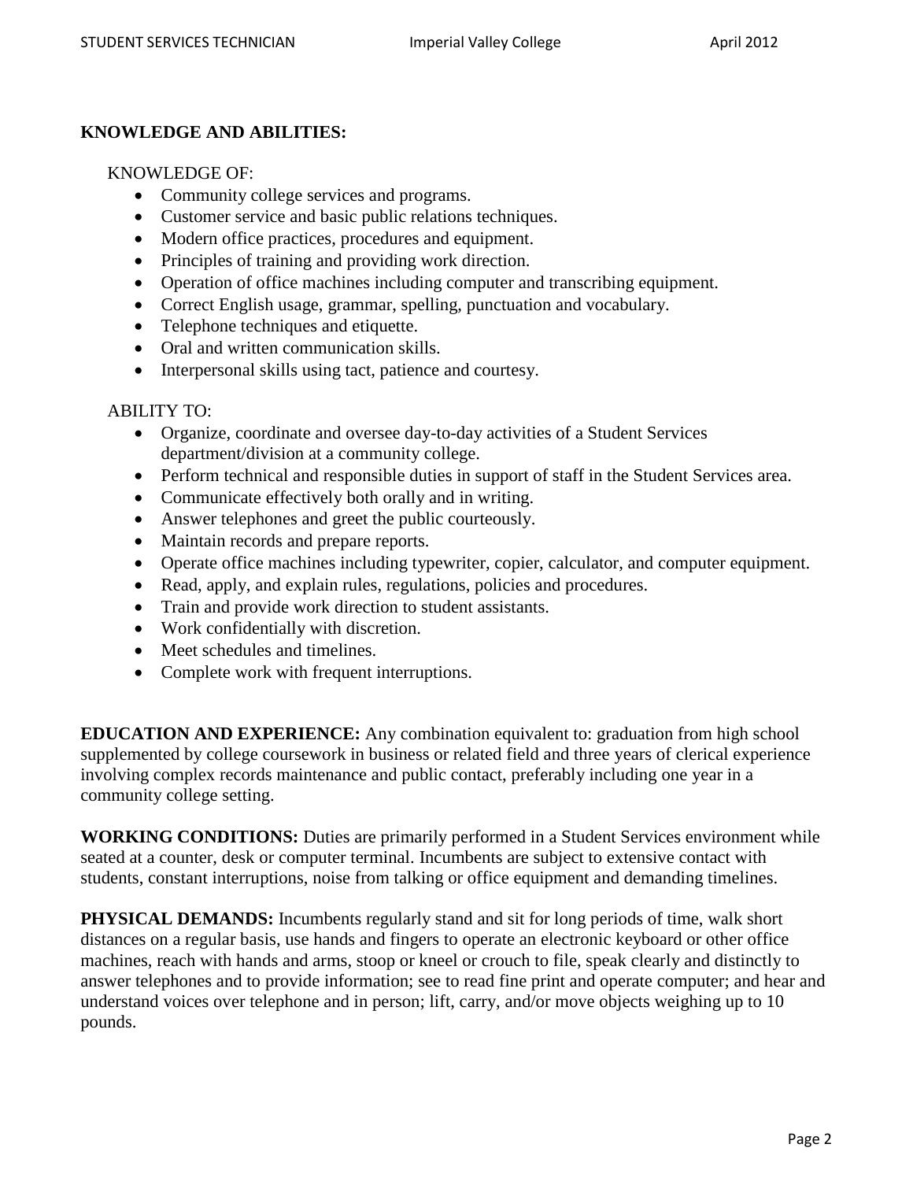**KNOWLEDGE AND ABILITIES:**

KNOWLEDGE OF:

- Community college services and programs.
- Customer service and basic public relations techniques.
- Modern office practices, procedures and equipment.
- Principles of training and providing work direction.
- Operation of office machines including computer and transcribing equipment.
- Correct English usage, grammar, spelling, punctuation and vocabulary.
- Telephone techniques and etiquette.
- Oral and written communication skills.
- Interpersonal skills using tact, patience and courtesy.

ABILITY TO:

- Organize, coordinate and oversee day-to-day activities of a Student Services department/division at a community college.
- Perform technical and responsible duties in support of staff in the Student Services area.
- Communicate effectively both orally and in writing.
- Answer telephones and greet the public courteously.
- Maintain records and prepare reports.
- Operate office machines including typewriter, copier, calculator, and computer equipment.
- Read, apply, and explain rules, regulations, policies and procedures.
- Train and provide work direction to student assistants.
- Work confidentially with discretion.
- Meet schedules and timelines.
- Complete work with frequent interruptions.

**EDUCATION AND EXPERIENCE:** Any combination equivalent to: graduation from high school supplemented by college coursework in business or related field and three years of clerical experience involving complex records maintenance and public contact, preferably including one year in a community college setting.

**WORKING CONDITIONS:** Duties are primarily performed in a Student Services environment while seated at a counter, desk or computer terminal. Incumbents are subject to extensive contact with students, constant interruptions, noise from talking or office equipment and demanding timelines.

**PHYSICAL DEMANDS:** Incumbents regularly stand and sit for long periods of time, walk short distances on a regular basis, use hands and fingers to operate an electronic keyboard or other office machines, reach with hands and arms, stoop or kneel or crouch to file, speak clearly and distinctly to answer telephones and to provide information; see to read fine print and operate computer; and hear and understand voices over telephone and in person; lift, carry, and/or move objects weighing up to 10 pounds.